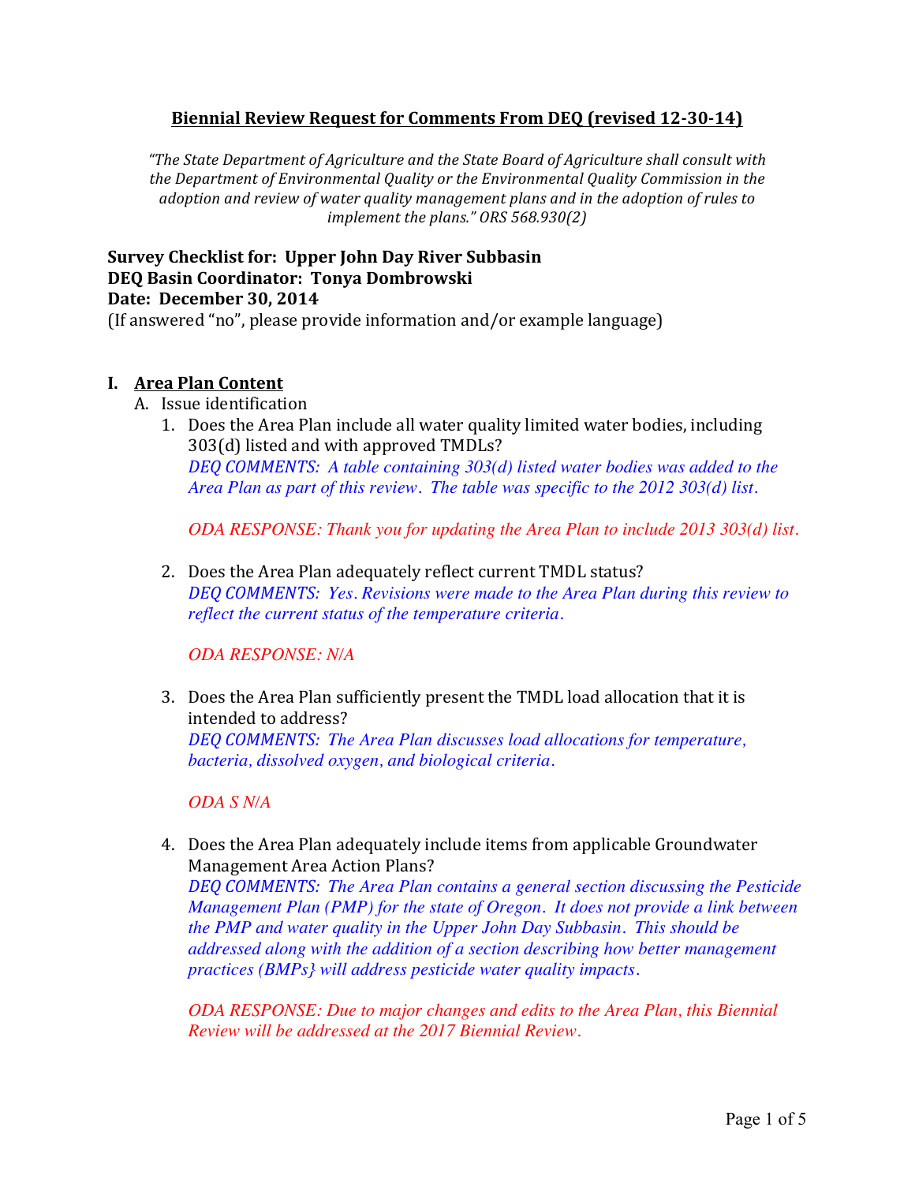# Biennial Review Request for Comments From DEQ (revised 12-30-14)

*"The State Department of Agriculture and the State Board of Agriculture shall consult with the Department of Environmental Quality or the Environmental Quality Commission in the adoption and review of water quality management plans and in the adoption of rules to implement the plans." ORS 568.930(2)*

**Survey Checklist for: Upper John Day River Subbasin**
**DEQ Basin Coordinator: Tonya Dombrowski**
**Date: December 30, 2014**
(If answered "no", please provide information and/or example language)

## I. Area Plan Content

A. Issue identification

1. Does the Area Plan include all water quality limited water bodies, including 303(d) listed and with approved TMDLs?
   *DEQ COMMENTS: A table containing 303(d) listed water bodies was added to the Area Plan as part of this review. The table was specific to the 2012 303(d) list.*

   *ODA RESPONSE: Thank you for updating the Area Plan to include 2013 303(d) list.*

2. Does the Area Plan adequately reflect current TMDL status?
   *DEQ COMMENTS: Yes. Revisions were made to the Area Plan during this review to reflect the current status of the temperature criteria.*

   *ODA RESPONSE: N/A*

3. Does the Area Plan sufficiently present the TMDL load allocation that it is intended to address?
   *DEQ COMMENTS: The Area Plan discusses load allocations for temperature, bacteria, dissolved oxygen, and biological criteria.*

   *ODA S N/A*

4. Does the Area Plan adequately include items from applicable Groundwater Management Area Action Plans?
   *DEQ COMMENTS: The Area Plan contains a general section discussing the Pesticide Management Plan (PMP) for the state of Oregon. It does not provide a link between the PMP and water quality in the Upper John Day Subbasin. This should be addressed along with the addition of a section describing how better management practices (BMPs} will address pesticide water quality impacts.*

   *ODA RESPONSE: Due to major changes and edits to the Area Plan, this Biennial Review will be addressed at the 2017 Biennial Review.*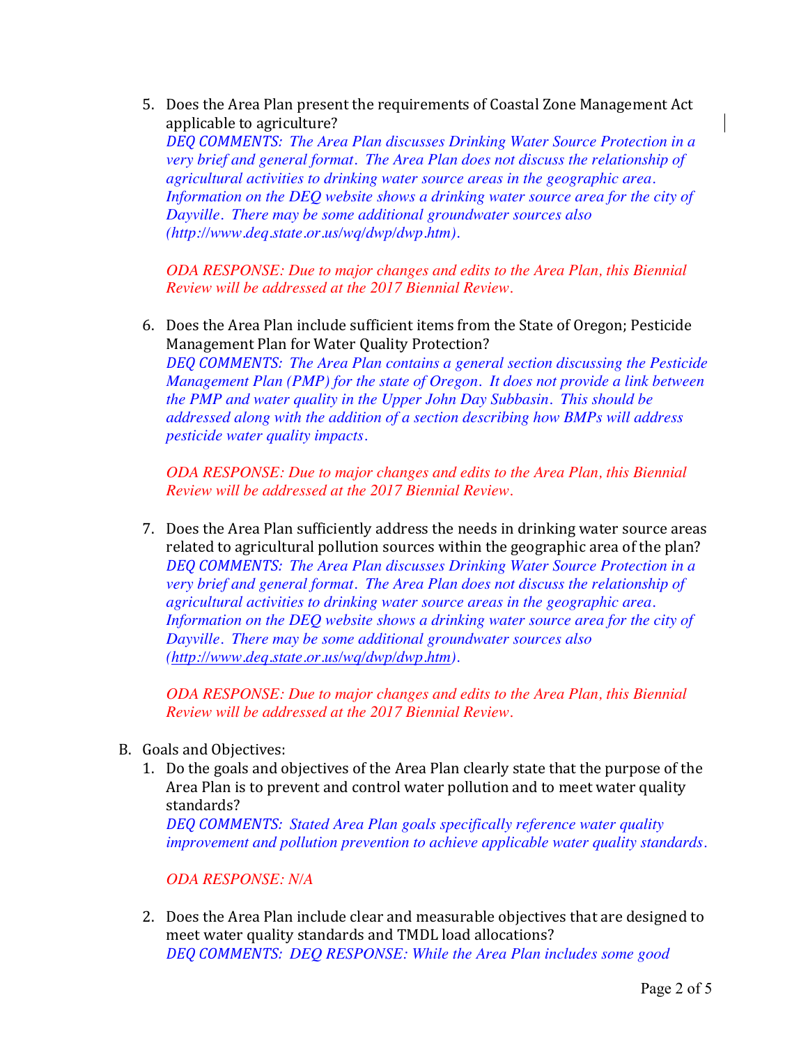5. Does the Area Plan present the requirements of Coastal Zone Management Act applicable to agriculture?
   *DEQ COMMENTS: The Area Plan discusses Drinking Water Source Protection in a very brief and general format. The Area Plan does not discuss the relationship of agricultural activities to drinking water source areas in the geographic area. Information on the DEQ website shows a drinking water source area for the city of Dayville. There may be some additional groundwater sources also (http://www.deq.state.or.us/wq/dwp/dwp.htm).*

   *ODA RESPONSE: Due to major changes and edits to the Area Plan, this Biennial Review will be addressed at the 2017 Biennial Review.*

6. Does the Area Plan include sufficient items from the State of Oregon; Pesticide Management Plan for Water Quality Protection?
   *DEQ COMMENTS: The Area Plan contains a general section discussing the Pesticide Management Plan (PMP) for the state of Oregon. It does not provide a link between the PMP and water quality in the Upper John Day Subbasin. This should be addressed along with the addition of a section describing how BMPs will address pesticide water quality impacts.*

   *ODA RESPONSE: Due to major changes and edits to the Area Plan, this Biennial Review will be addressed at the 2017 Biennial Review.*

7. Does the Area Plan sufficiently address the needs in drinking water source areas related to agricultural pollution sources within the geographic area of the plan?
   *DEQ COMMENTS: The Area Plan discusses Drinking Water Source Protection in a very brief and general format. The Area Plan does not discuss the relationship of agricultural activities to drinking water source areas in the geographic area. Information on the DEQ website shows a drinking water source area for the city of Dayville. There may be some additional groundwater sources also (http://www.deq.state.or.us/wq/dwp/dwp.htm).*

   *ODA RESPONSE: Due to major changes and edits to the Area Plan, this Biennial Review will be addressed at the 2017 Biennial Review.*

B. Goals and Objectives:

1. Do the goals and objectives of the Area Plan clearly state that the purpose of the Area Plan is to prevent and control water pollution and to meet water quality standards?
   *DEQ COMMENTS: Stated Area Plan goals specifically reference water quality improvement and pollution prevention to achieve applicable water quality standards.*

   *ODA RESPONSE: N/A*

2. Does the Area Plan include clear and measurable objectives that are designed to meet water quality standards and TMDL load allocations?
   *DEQ COMMENTS: DEQ RESPONSE: While the Area Plan includes some good*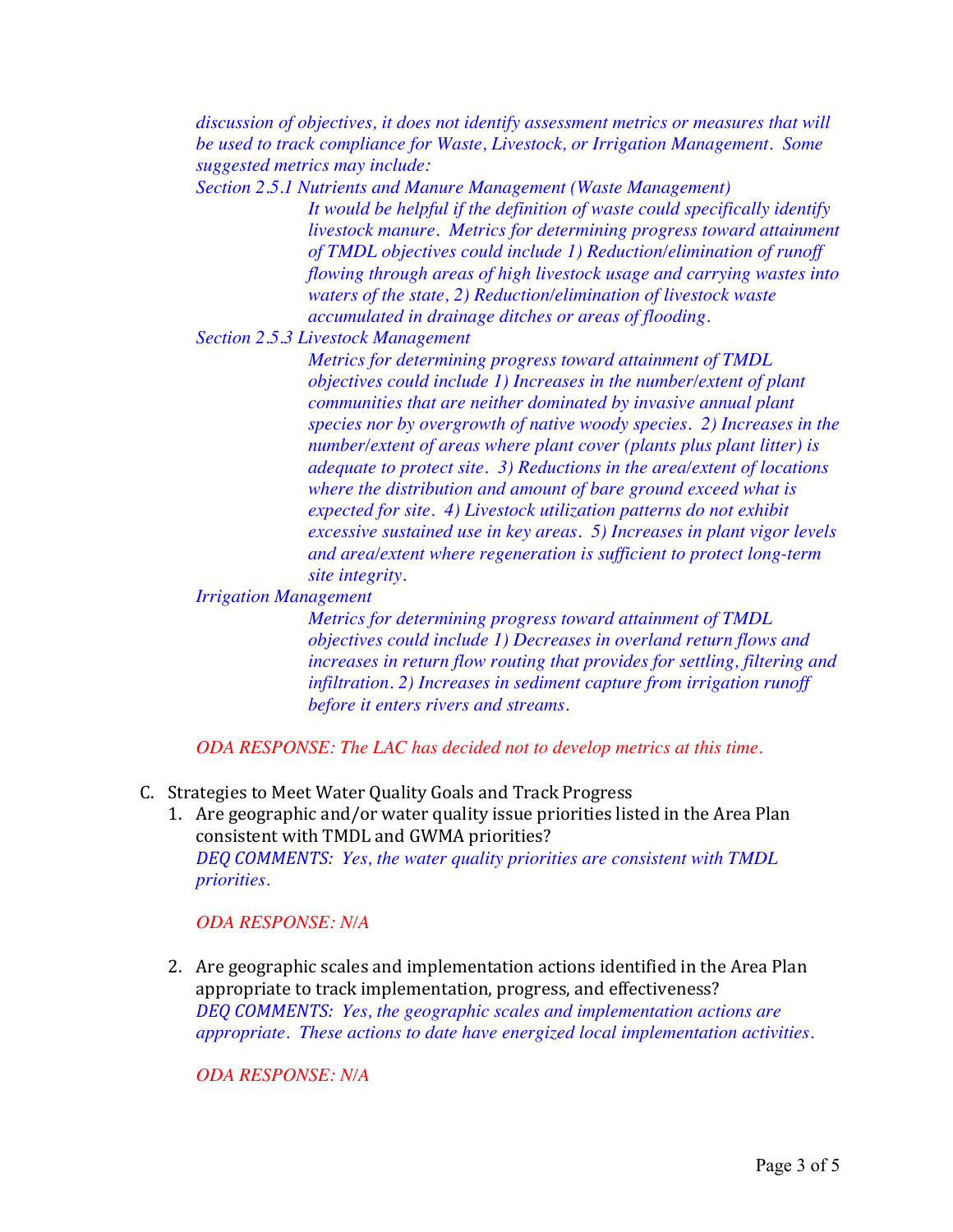*discussion of objectives, it does not identify assessment metrics or measures that will be used to track compliance for Waste, Livestock, or Irrigation Management. Some suggested metrics may include:*

*Section 2.5.1 Nutrients and Manure Management (Waste Management)*

*It would be helpful if the definition of waste could specifically identify livestock manure. Metrics for determining progress toward attainment of TMDL objectives could include 1) Reduction/elimination of runoff flowing through areas of high livestock usage and carrying wastes into waters of the state, 2) Reduction/elimination of livestock waste accumulated in drainage ditches or areas of flooding.*

*Section 2.5.3 Livestock Management*

*Metrics for determining progress toward attainment of TMDL objectives could include 1) Increases in the number/extent of plant communities that are neither dominated by invasive annual plant species nor by overgrowth of native woody species. 2) Increases in the number/extent of areas where plant cover (plants plus plant litter) is adequate to protect site. 3) Reductions in the area/extent of locations where the distribution and amount of bare ground exceed what is expected for site. 4) Livestock utilization patterns do not exhibit excessive sustained use in key areas. 5) Increases in plant vigor levels and area/extent where regeneration is sufficient to protect long-term site integrity.*

*Irrigation Management*

*Metrics for determining progress toward attainment of TMDL objectives could include 1) Decreases in overland return flows and increases in return flow routing that provides for settling, filtering and infiltration. 2) Increases in sediment capture from irrigation runoff before it enters rivers and streams.*

*ODA RESPONSE: The LAC has decided not to develop metrics at this time.*

C. Strategies to Meet Water Quality Goals and Track Progress

1. Are geographic and/or water quality issue priorities listed in the Area Plan consistent with TMDL and GWMA priorities?
   *DEQ COMMENTS: Yes, the water quality priorities are consistent with TMDL priorities.*

   *ODA RESPONSE: N/A*

2. Are geographic scales and implementation actions identified in the Area Plan appropriate to track implementation, progress, and effectiveness?
   *DEQ COMMENTS: Yes, the geographic scales and implementation actions are appropriate. These actions to date have energized local implementation activities.*

   *ODA RESPONSE: N/A*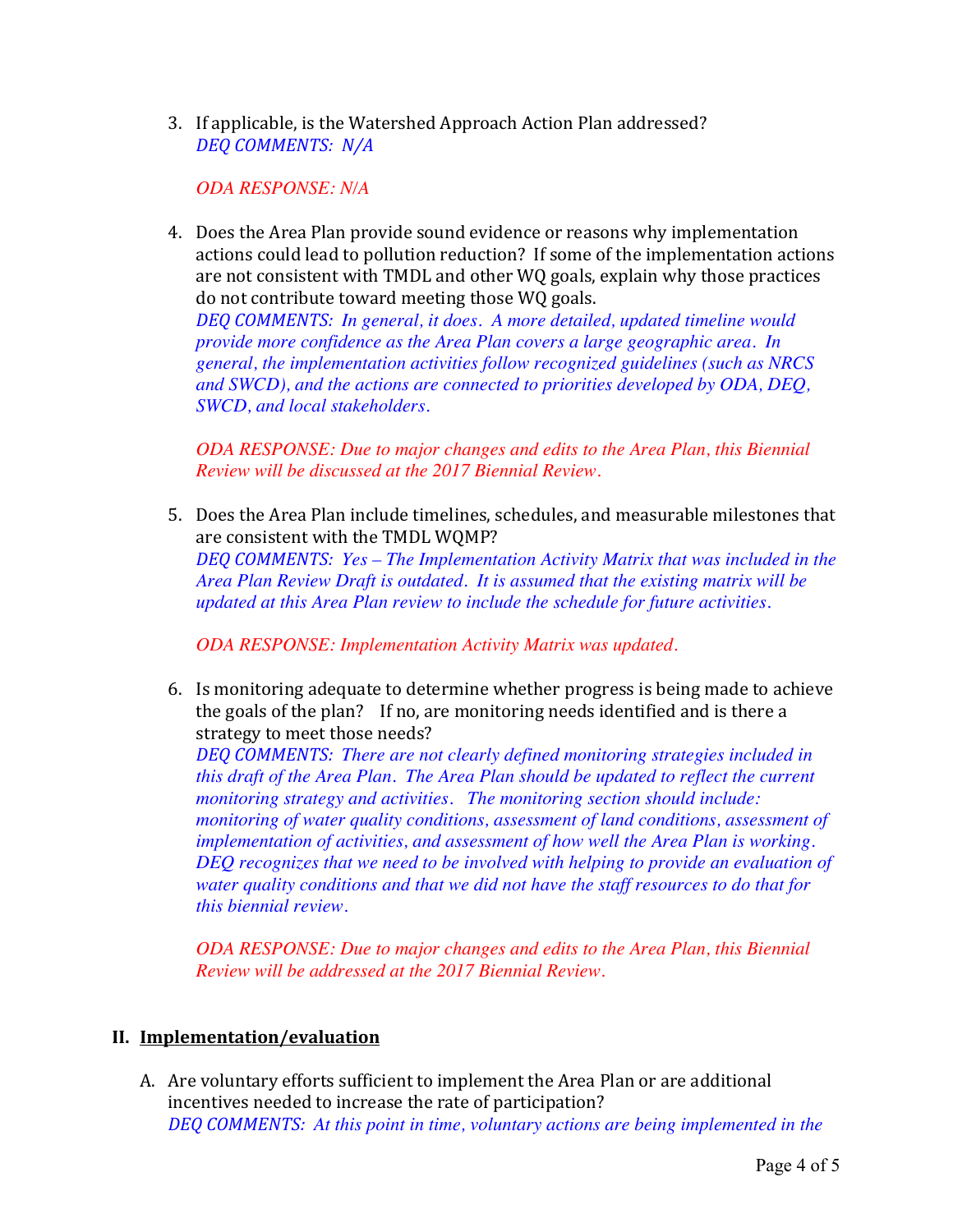3. If applicable, is the Watershed Approach Action Plan addressed?
   *DEQ COMMENTS: N/A*

   *ODA RESPONSE: N/A*

4. Does the Area Plan provide sound evidence or reasons why implementation actions could lead to pollution reduction? If some of the implementation actions are not consistent with TMDL and other WQ goals, explain why those practices do not contribute toward meeting those WQ goals.
   *DEQ COMMENTS: In general, it does. A more detailed, updated timeline would provide more confidence as the Area Plan covers a large geographic area. In general, the implementation activities follow recognized guidelines (such as NRCS and SWCD), and the actions are connected to priorities developed by ODA, DEQ, SWCD, and local stakeholders.*

   *ODA RESPONSE: Due to major changes and edits to the Area Plan, this Biennial Review will be discussed at the 2017 Biennial Review.*

5. Does the Area Plan include timelines, schedules, and measurable milestones that are consistent with the TMDL WQMP?
   *DEQ COMMENTS: Yes – The Implementation Activity Matrix that was included in the Area Plan Review Draft is outdated. It is assumed that the existing matrix will be updated at this Area Plan review to include the schedule for future activities.*

   *ODA RESPONSE: Implementation Activity Matrix was updated.*

6. Is monitoring adequate to determine whether progress is being made to achieve the goals of the plan? If no, are monitoring needs identified and is there a strategy to meet those needs?
   *DEQ COMMENTS: There are not clearly defined monitoring strategies included in this draft of the Area Plan. The Area Plan should be updated to reflect the current monitoring strategy and activities. The monitoring section should include: monitoring of water quality conditions, assessment of land conditions, assessment of implementation of activities, and assessment of how well the Area Plan is working. DEQ recognizes that we need to be involved with helping to provide an evaluation of water quality conditions and that we did not have the staff resources to do that for this biennial review.*

   *ODA RESPONSE: Due to major changes and edits to the Area Plan, this Biennial Review will be addressed at the 2017 Biennial Review.*

## II. Implementation/evaluation

A. Are voluntary efforts sufficient to implement the Area Plan or are additional incentives needed to increase the rate of participation?
   *DEQ COMMENTS: At this point in time, voluntary actions are being implemented in the*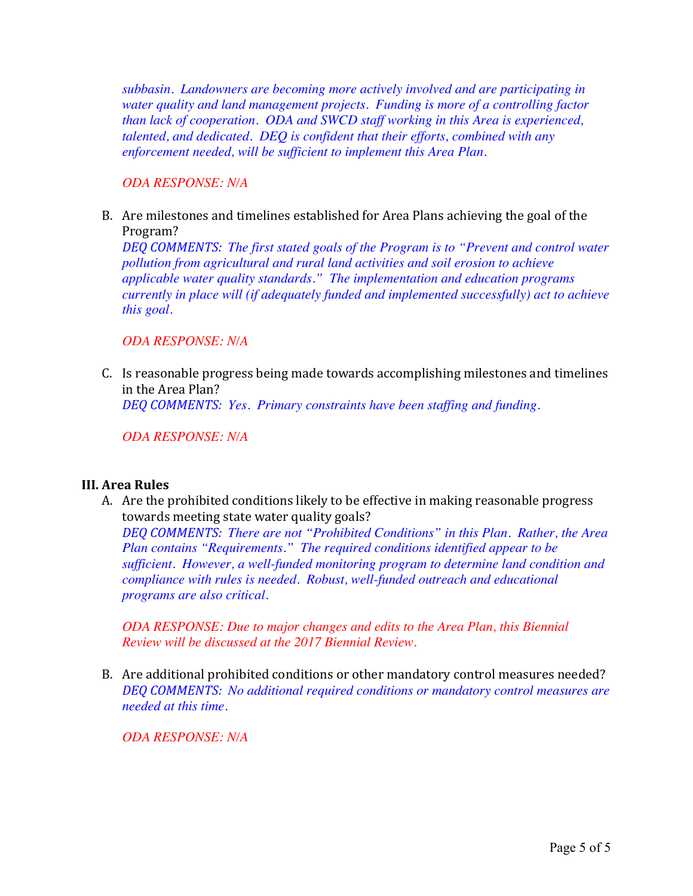*subbasin. Landowners are becoming more actively involved and are participating in water quality and land management projects. Funding is more of a controlling factor than lack of cooperation. ODA and SWCD staff working in this Area is experienced, talented, and dedicated. DEQ is confident that their efforts, combined with any enforcement needed, will be sufficient to implement this Area Plan.*

*ODA RESPONSE: N/A*

B. Are milestones and timelines established for Area Plans achieving the goal of the Program?
*DEQ COMMENTS: The first stated goals of the Program is to "Prevent and control water pollution from agricultural and rural land activities and soil erosion to achieve applicable water quality standards." The implementation and education programs currently in place will (if adequately funded and implemented successfully) act to achieve this goal.*

*ODA RESPONSE: N/A*

C. Is reasonable progress being made towards accomplishing milestones and timelines in the Area Plan?
*DEQ COMMENTS: Yes. Primary constraints have been staffing and funding.*

*ODA RESPONSE: N/A*

## III. Area Rules

A. Are the prohibited conditions likely to be effective in making reasonable progress towards meeting state water quality goals?
*DEQ COMMENTS: There are not "Prohibited Conditions" in this Plan. Rather, the Area Plan contains "Requirements." The required conditions identified appear to be sufficient. However, a well-funded monitoring program to determine land condition and compliance with rules is needed. Robust, well-funded outreach and educational programs are also critical.*

*ODA RESPONSE: Due to major changes and edits to the Area Plan, this Biennial Review will be discussed at the 2017 Biennial Review.*

B. Are additional prohibited conditions or other mandatory control measures needed?
*DEQ COMMENTS: No additional required conditions or mandatory control measures are needed at this time.*

*ODA RESPONSE: N/A*